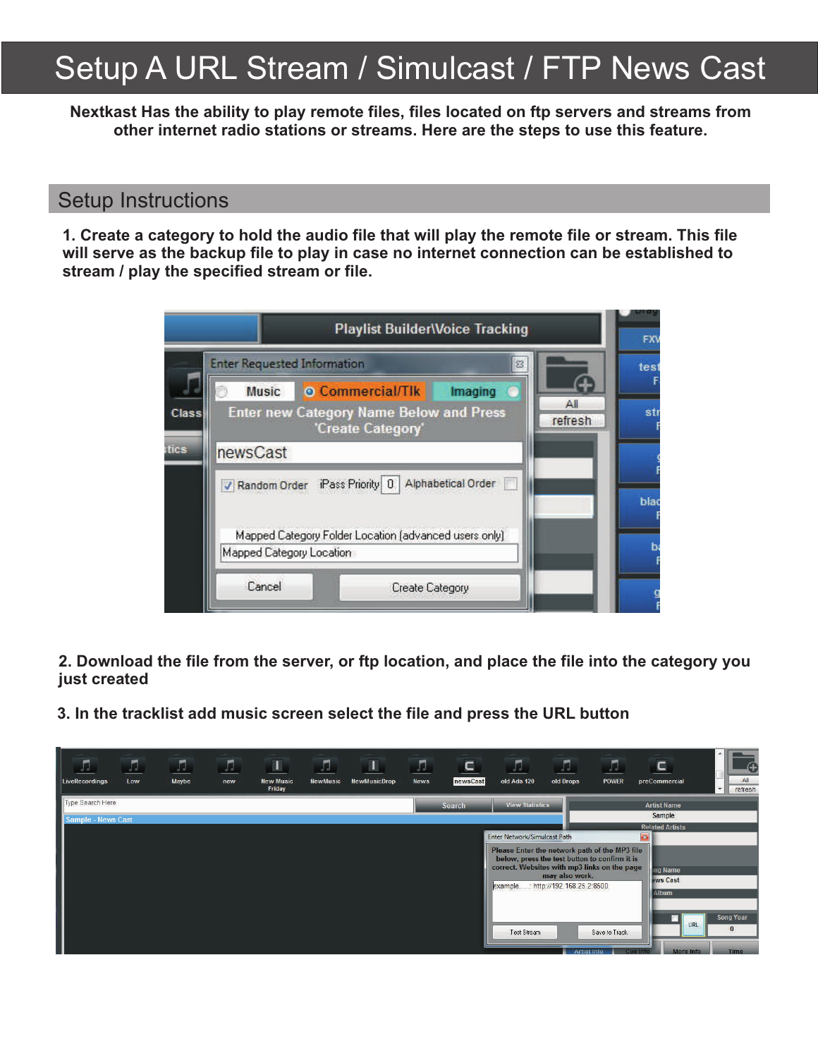# Setup A URL Stream / Simulcast / FTP News Cast

**Nextkast Has the ability to play remote files, files located on ftp servers and streams from other internet radio stations or streams. Here are the steps to use this feature.**

## Setup Instructions

**1. Create a category to hold the audio file that will play the remote file or stream. This file will serve as the backup file to play in case no internet connection can be established to stream / play the specified stream or file.**

**2. Download the file from the server, or ftp location, and place the file into the category you just created**

**3. In the tracklist add music screen select the file and press the URL button**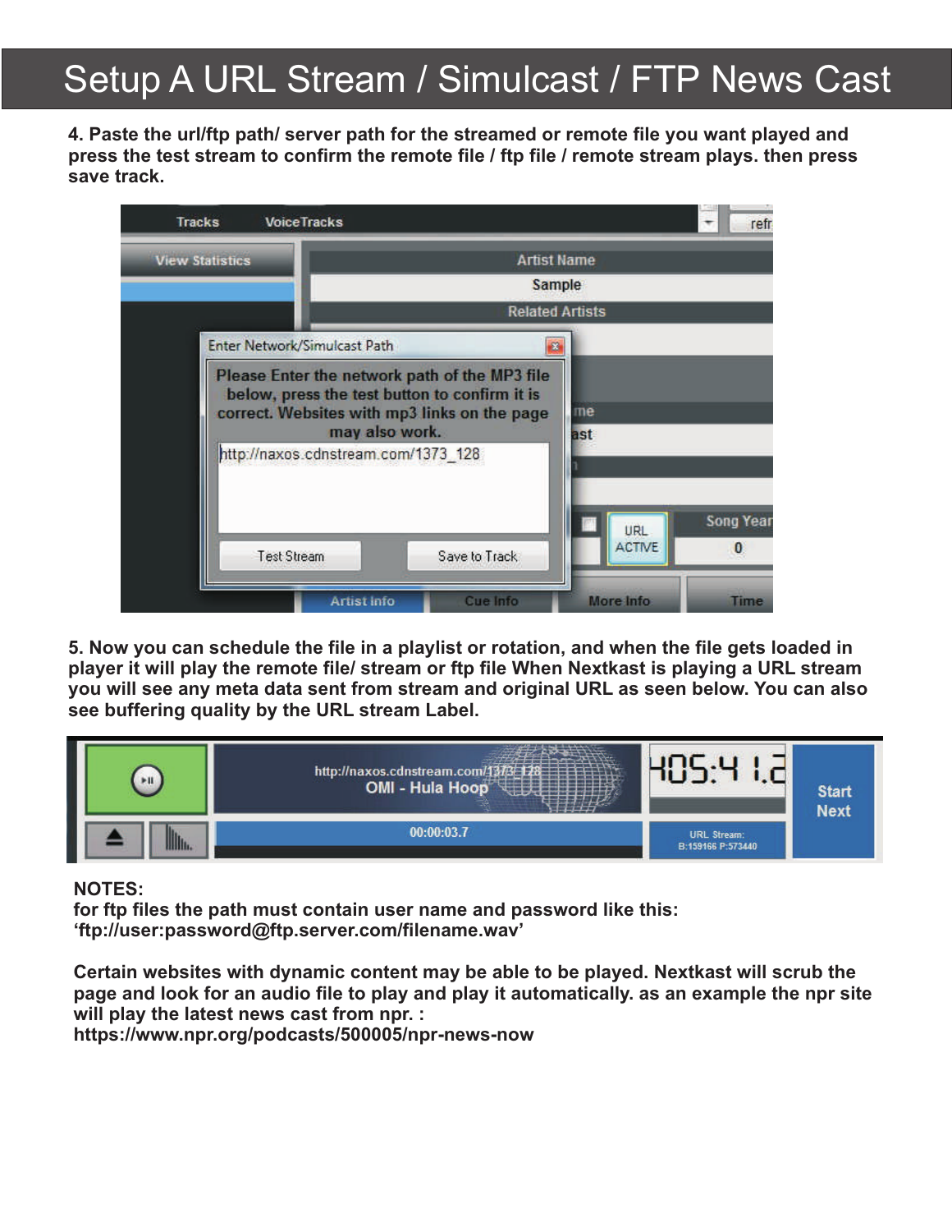# Setup A URL Stream / Simulcast / FTP News Cast

**4. Paste the url/ftp path/ server path for the streamed or remote file you want played and press the test stream to confirm the remote file / ftp file / remote stream plays. then press save track.**

**5. Now you can schedule the file in a playlist or rotation, and when the file gets loaded in player it will play the remote file/ stream or ftp file When Nextkast is playing a URL stream you will see any meta data sent from stream and original URL as seen below. You can also see buffering quality by the URL stream Label.**

**NOTES:**
**for ftp files the path must contain user name and password like this: 'ftp://user:password@ftp.server.com/filename.wav'**

**Certain websites with dynamic content may be able to be played. Nextkast will scrub the page and look for an audio file to play and play it automatically. as an example the npr site will play the latest news cast from npr. :**
**https://www.npr.org/podcasts/500005/npr-news-now**